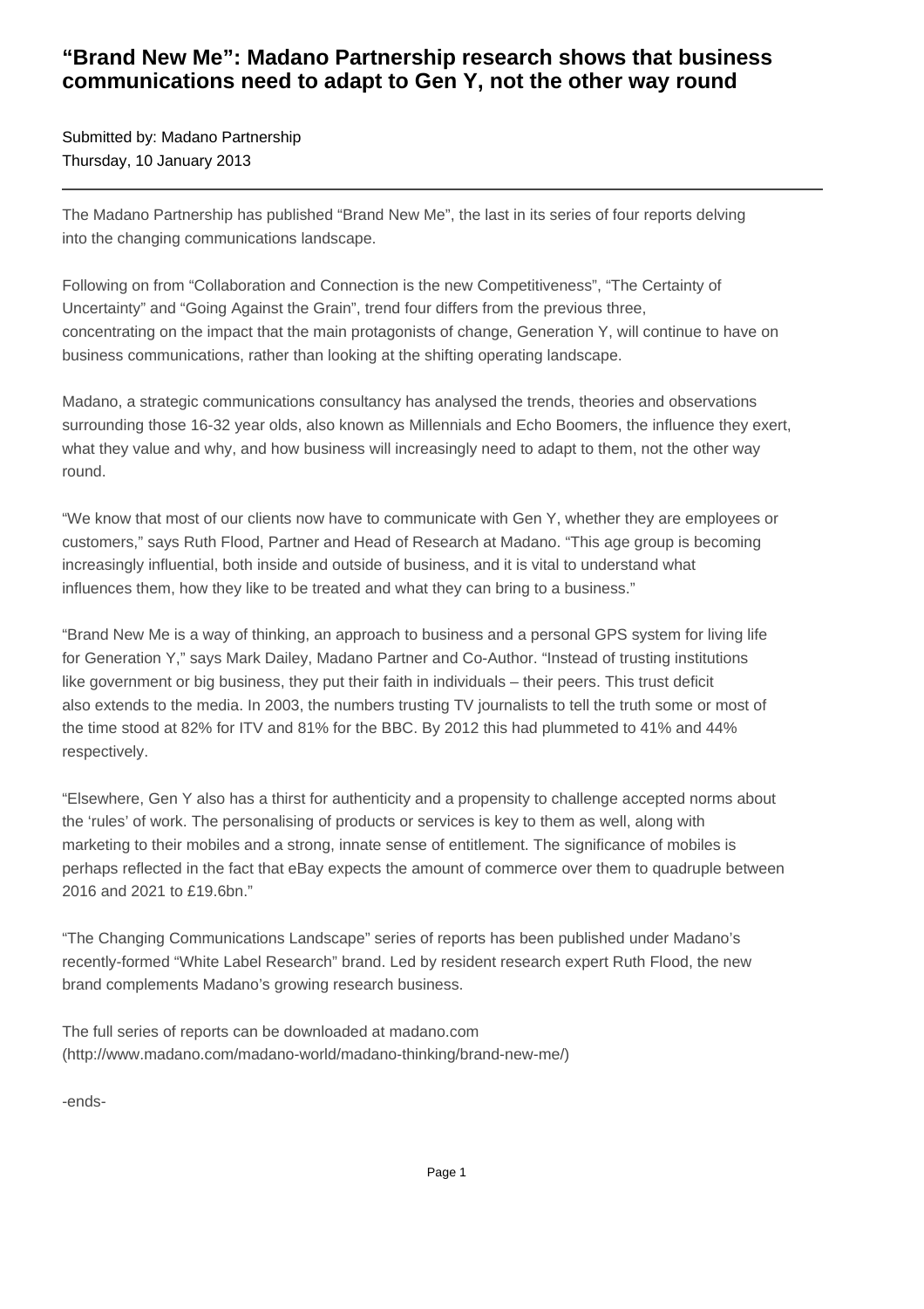# "Brand New Me": Madano Partnership research shows that business communications need to adapt to Gen Y, not the other way round

Submitted by: Madano Partnership
Thursday, 10 January 2013

---

The Madano Partnership has published "Brand New Me", the last in its series of four reports delving into the changing communications landscape.

Following on from "Collaboration and Connection is the new Competitiveness", "The Certainty of Uncertainty" and "Going Against the Grain", trend four differs from the previous three, concentrating on the impact that the main protagonists of change, Generation Y, will continue to have on business communications, rather than looking at the shifting operating landscape.

Madano, a strategic communications consultancy has analysed the trends, theories and observations surrounding those 16-32 year olds, also known as Millennials and Echo Boomers, the influence they exert, what they value and why, and how business will increasingly need to adapt to them, not the other way round.

"We know that most of our clients now have to communicate with Gen Y, whether they are employees or customers," says Ruth Flood, Partner and Head of Research at Madano. "This age group is becoming increasingly influential, both inside and outside of business, and it is vital to understand what influences them, how they like to be treated and what they can bring to a business."

"Brand New Me is a way of thinking, an approach to business and a personal GPS system for living life for Generation Y," says Mark Dailey, Madano Partner and Co-Author. "Instead of trusting institutions like government or big business, they put their faith in individuals – their peers. This trust deficit also extends to the media. In 2003, the numbers trusting TV journalists to tell the truth some or most of the time stood at 82% for ITV and 81% for the BBC. By 2012 this had plummeted to 41% and 44% respectively.

"Elsewhere, Gen Y also has a thirst for authenticity and a propensity to challenge accepted norms about the 'rules' of work. The personalising of products or services is key to them as well, along with marketing to their mobiles and a strong, innate sense of entitlement. The significance of mobiles is perhaps reflected in the fact that eBay expects the amount of commerce over them to quadruple between 2016 and 2021 to £19.6bn."

"The Changing Communications Landscape" series of reports has been published under Madano's recently-formed "White Label Research" brand. Led by resident research expert Ruth Flood, the new brand complements Madano's growing research business.

The full series of reports can be downloaded at madano.com (http://www.madano.com/madano-world/madano-thinking/brand-new-me/)

-ends-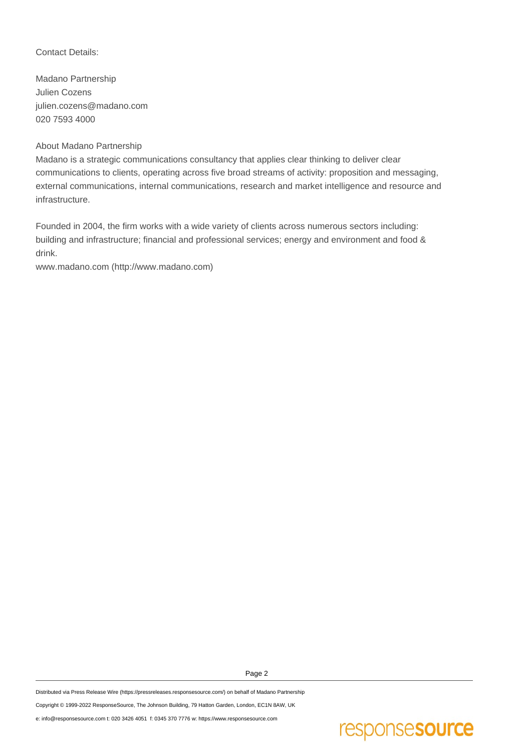Contact Details:

Madano Partnership
Julien Cozens
julien.cozens@madano.com
020 7593 4000

About Madano Partnership

Madano is a strategic communications consultancy that applies clear thinking to deliver clear communications to clients, operating across five broad streams of activity: proposition and messaging, external communications, internal communications, research and market intelligence and resource and infrastructure.

Founded in 2004, the firm works with a wide variety of clients across numerous sectors including: building and infrastructure; financial and professional services; energy and environment and food & drink.

www.madano.com (http://www.madano.com)